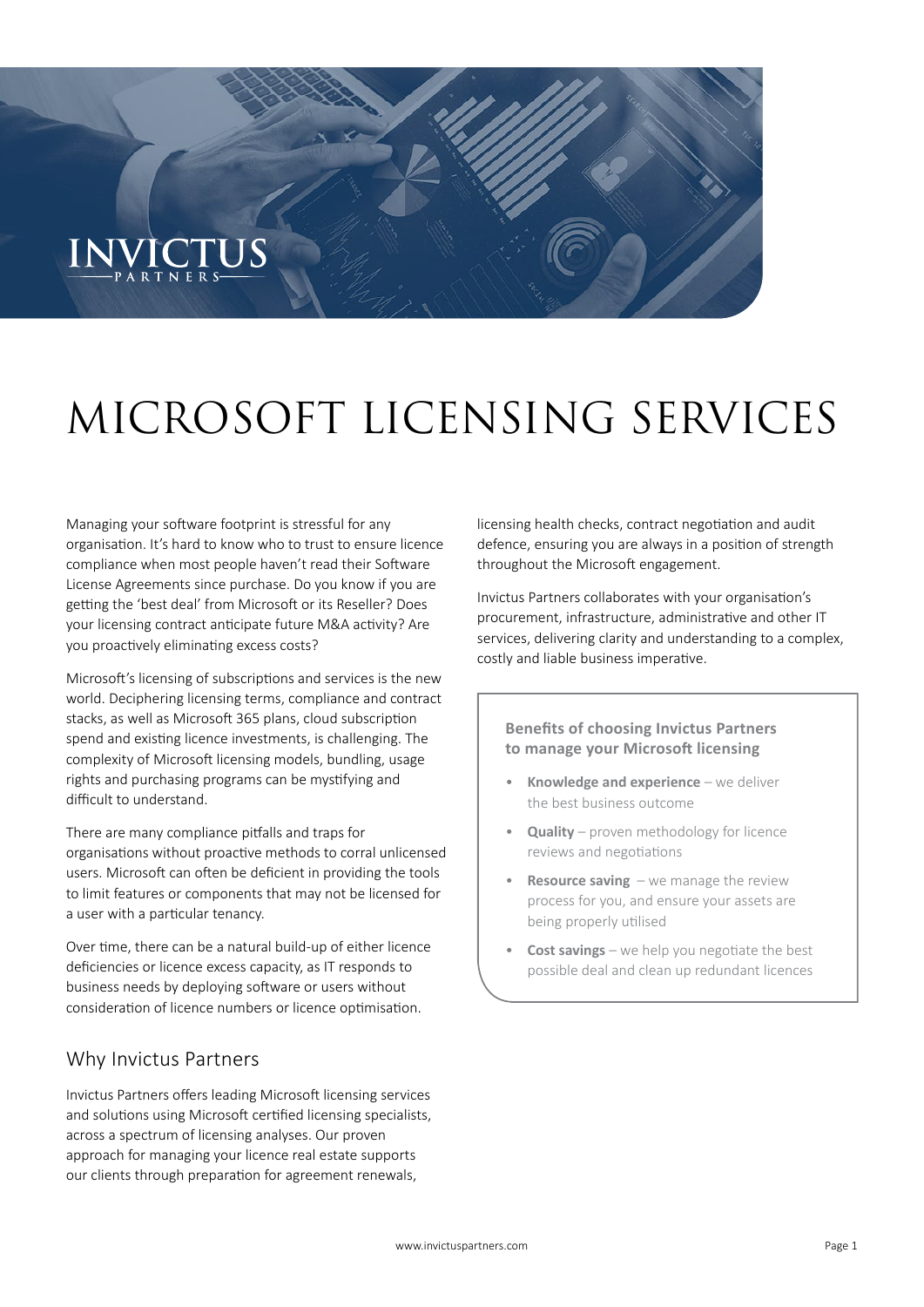# MICROSOFT LICENSING SERVICES

Managing your software footprint is stressful for any organisation. It's hard to know who to trust to ensure licence compliance when most people haven't read their Software License Agreements since purchase. Do you know if you are getting the 'best deal' from Microsoft or its Reseller? Does your licensing contract anticipate future M&A activity? Are you proactively eliminating excess costs?

Microsoft's licensing of subscriptions and services is the new world. Deciphering licensing terms, compliance and contract stacks, as well as Microsoft 365 plans, cloud subscription spend and existing licence investments, is challenging. The complexity of Microsoft licensing models, bundling, usage rights and purchasing programs can be mystifying and difficult to understand.

There are many compliance pitfalls and traps for organisations without proactive methods to corral unlicensed users. Microsoft can often be deficient in providing the tools to limit features or components that may not be licensed for a user with a particular tenancy.

Over time, there can be a natural build-up of either licence deficiencies or licence excess capacity, as IT responds to business needs by deploying software or users without consideration of licence numbers or licence optimisation.

## Why Invictus Partners

Invictus Partners offers leading Microsoft licensing services and solutions using Microsoft certified licensing specialists, across a spectrum of licensing analyses. Our proven approach for managing your licence real estate supports our clients through preparation for agreement renewals, licensing health checks, contract negotiation and audit defence, ensuring you are always in a position of strength throughout the Microsoft engagement.

Invictus Partners collaborates with your organisation's procurement, infrastructure, administrative and other IT services, delivering clarity and understanding to a complex, costly and liable business imperative.

**Benefits of choosing Invictus Partners to manage your Microsoft licensing**

- **Knowledge and experience** – we deliver the best business outcome
- **Quality** – proven methodology for licence reviews and negotiations
- **Resource saving** – we manage the review process for you, and ensure your assets are being properly utilised
- **Cost savings** – we help you negotiate the best possible deal and clean up redundant licences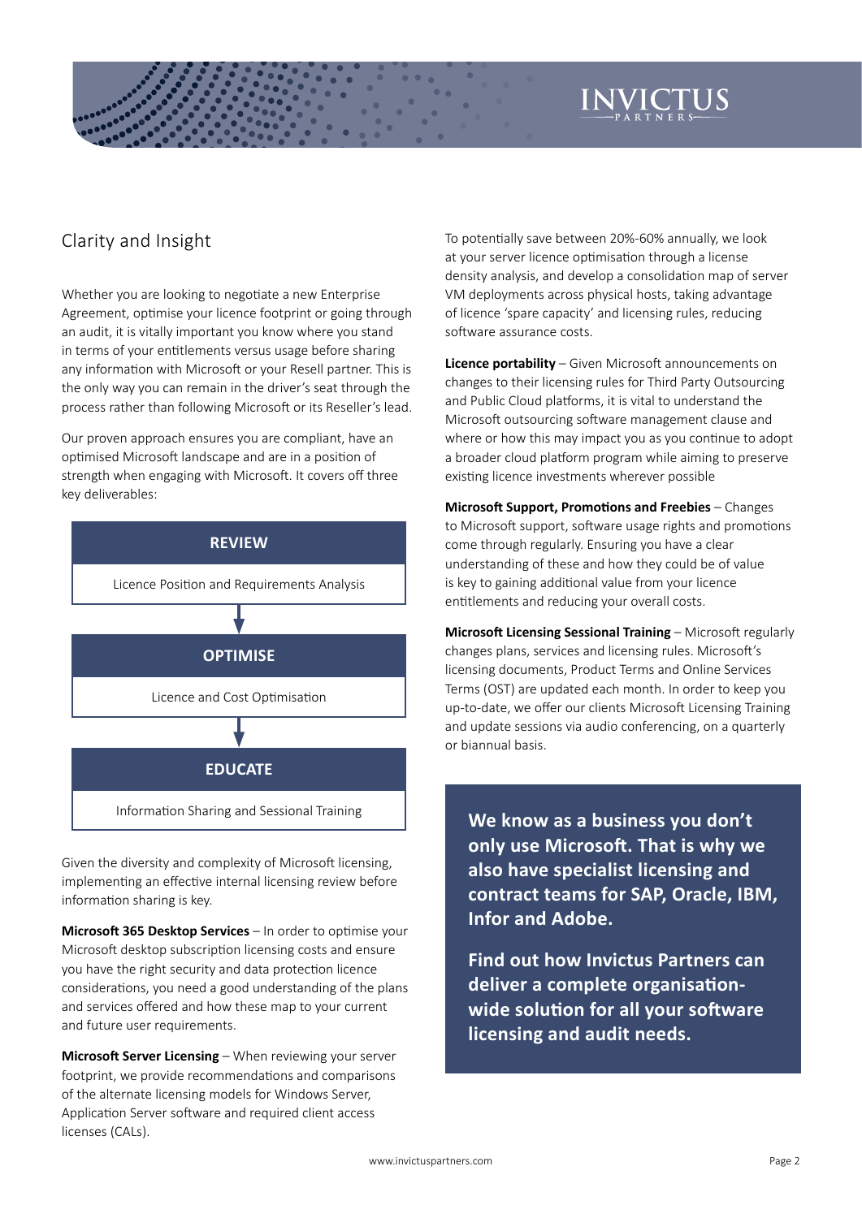## Clarity and Insight

Whether you are looking to negotiate a new Enterprise Agreement, optimise your licence footprint or going through an audit, it is vitally important you know where you stand in terms of your entitlements versus usage before sharing any information with Microsoft or your Resell partner. This is the only way you can remain in the driver's seat through the process rather than following Microsoft or its Reseller's lead.

Our proven approach ensures you are compliant, have an optimised Microsoft landscape and are in a position of strength when engaging with Microsoft. It covers off three key deliverables:

**REVIEW**

Licence Position and Requirements Analysis

**OPTIMISE**

Licence and Cost Optimisation

**EDUCATE**

Information Sharing and Sessional Training

Given the diversity and complexity of Microsoft licensing, implementing an effective internal licensing review before information sharing is key.

**Microsoft 365 Desktop Services** – In order to optimise your Microsoft desktop subscription licensing costs and ensure you have the right security and data protection licence considerations, you need a good understanding of the plans and services offered and how these map to your current and future user requirements.

**Microsoft Server Licensing** – When reviewing your server footprint, we provide recommendations and comparisons of the alternate licensing models for Windows Server, Application Server software and required client access licenses (CALs).

To potentially save between 20%-60% annually, we look at your server licence optimisation through a license density analysis, and develop a consolidation map of server VM deployments across physical hosts, taking advantage of licence 'spare capacity' and licensing rules, reducing software assurance costs.

**Licence portability** – Given Microsoft announcements on changes to their licensing rules for Third Party Outsourcing and Public Cloud platforms, it is vital to understand the Microsoft outsourcing software management clause and where or how this may impact you as you continue to adopt a broader cloud platform program while aiming to preserve existing licence investments wherever possible

**Microsoft Support, Promotions and Freebies** – Changes to Microsoft support, software usage rights and promotions come through regularly. Ensuring you have a clear understanding of these and how they could be of value is key to gaining additional value from your licence entitlements and reducing your overall costs.

**Microsoft Licensing Sessional Training** – Microsoft regularly changes plans, services and licensing rules. Microsoft's licensing documents, Product Terms and Online Services Terms (OST) are updated each month. In order to keep you up-to-date, we offer our clients Microsoft Licensing Training and update sessions via audio conferencing, on a quarterly or biannual basis.

**We know as a business you don't only use Microsoft. That is why we also have specialist licensing and contract teams for SAP, Oracle, IBM, Infor and Adobe.**

**Find out how Invictus Partners can deliver a complete organisation-wide solution for all your software licensing and audit needs.**